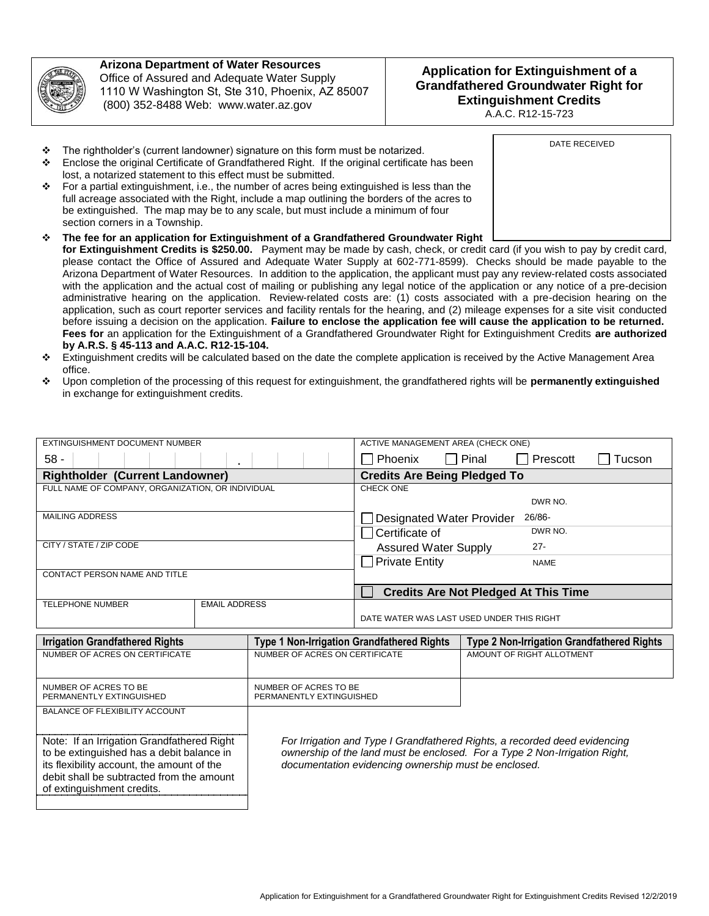**Arizona Department of Water Resources**
Office of Assured and Adequate Water Supply
1110 W Washington St, Ste 310, Phoenix, AZ 85007
(800) 352-8488 Web: www.water.az.gov

# Application for Extinguishment of a Grandfathered Groundwater Right for Extinguishment Credits

A.A.C. R12-15-723

DATE RECEIVED

- The rightholder's (current landowner) signature on this form must be notarized.
- Enclose the original Certificate of Grandfathered Right. If the original certificate has been lost, a notarized statement to this effect must be submitted.
- For a partial extinguishment, i.e., the number of acres being extinguished is less than the full acreage associated with the Right, include a map outlining the borders of the acres to be extinguished. The map may be to any scale, but must include a minimum of four section corners in a Township.
- **The fee for an application for Extinguishment of a Grandfathered Groundwater Right for Extinguishment Credits is $250.00.** Payment may be made by cash, check, or credit card (if you wish to pay by credit card, please contact the Office of Assured and Adequate Water Supply at 602-771-8599). Checks should be made payable to the Arizona Department of Water Resources. In addition to the application, the applicant must pay any review-related costs associated with the application and the actual cost of mailing or publishing any legal notice of the application or any notice of a pre-decision administrative hearing on the application. Review-related costs are: (1) costs associated with a pre-decision hearing on the application, such as court reporter services and facility rentals for the hearing, and (2) mileage expenses for a site visit conducted before issuing a decision on the application. **Failure to enclose the application fee will cause the application to be returned. Fees for** an application for the Extinguishment of a Grandfathered Groundwater Right for Extinguishment Credits **are authorized by A.R.S. § 45-113 and A.A.C. R12-15-104.**
- Extinguishment credits will be calculated based on the date the complete application is received by the Active Management Area office.
- Upon completion of the processing of this request for extinguishment, the grandfathered rights will be **permanently extinguished** in exchange for extinguishment credits.

| EXTINGUISHMENT DOCUMENT NUMBER | | ACTIVE MANAGEMENT AREA (CHECK ONE) |
|---|---|---|
| 58 - . | | ☐ Phoenix ☐ Pinal ☐ Prescott ☐ Tucson |
| **Rightholder (Current Landowner)** | | **Credits Are Being Pledged To** |
| FULL NAME OF COMPANY, ORGANIZATION, OR INDIVIDUAL | | CHECK ONE |
| MAILING ADDRESS | | ☐ Designated Water Provider — DWR NO. 26/86- |
| CITY / STATE / ZIP CODE | | ☐ Certificate of Assured Water Supply — DWR NO. 27- |
| CONTACT PERSON NAME AND TITLE | | ☐ Private Entity — NAME |
| | | ☐ **Credits Are Not Pledged At This Time** |
| TELEPHONE NUMBER | EMAIL ADDRESS | DATE WATER WAS LAST USED UNDER THIS RIGHT |

| Irrigation Grandfathered Rights | Type 1 Non-Irrigation Grandfathered Rights | Type 2 Non-Irrigation Grandfathered Rights |
|---|---|---|
| NUMBER OF ACRES ON CERTIFICATE | NUMBER OF ACRES ON CERTIFICATE | AMOUNT OF RIGHT ALLOTMENT |
| NUMBER OF ACRES TO BE PERMANENTLY EXTINGUISHED | NUMBER OF ACRES TO BE PERMANENTLY EXTINGUISHED | |
| BALANCE OF FLEXIBILITY ACCOUNT | | |
| Note: If an Irrigation Grandfathered Right to be extinguished has a debit balance in its flexibility account, the amount of the debit shall be subtracted from the amount of extinguishment credits. | | |

*For Irrigation and Type I Grandfathered Rights, a recorded deed evidencing ownership of the land must be enclosed. For a Type 2 Non-Irrigation Right, documentation evidencing ownership must be enclosed.*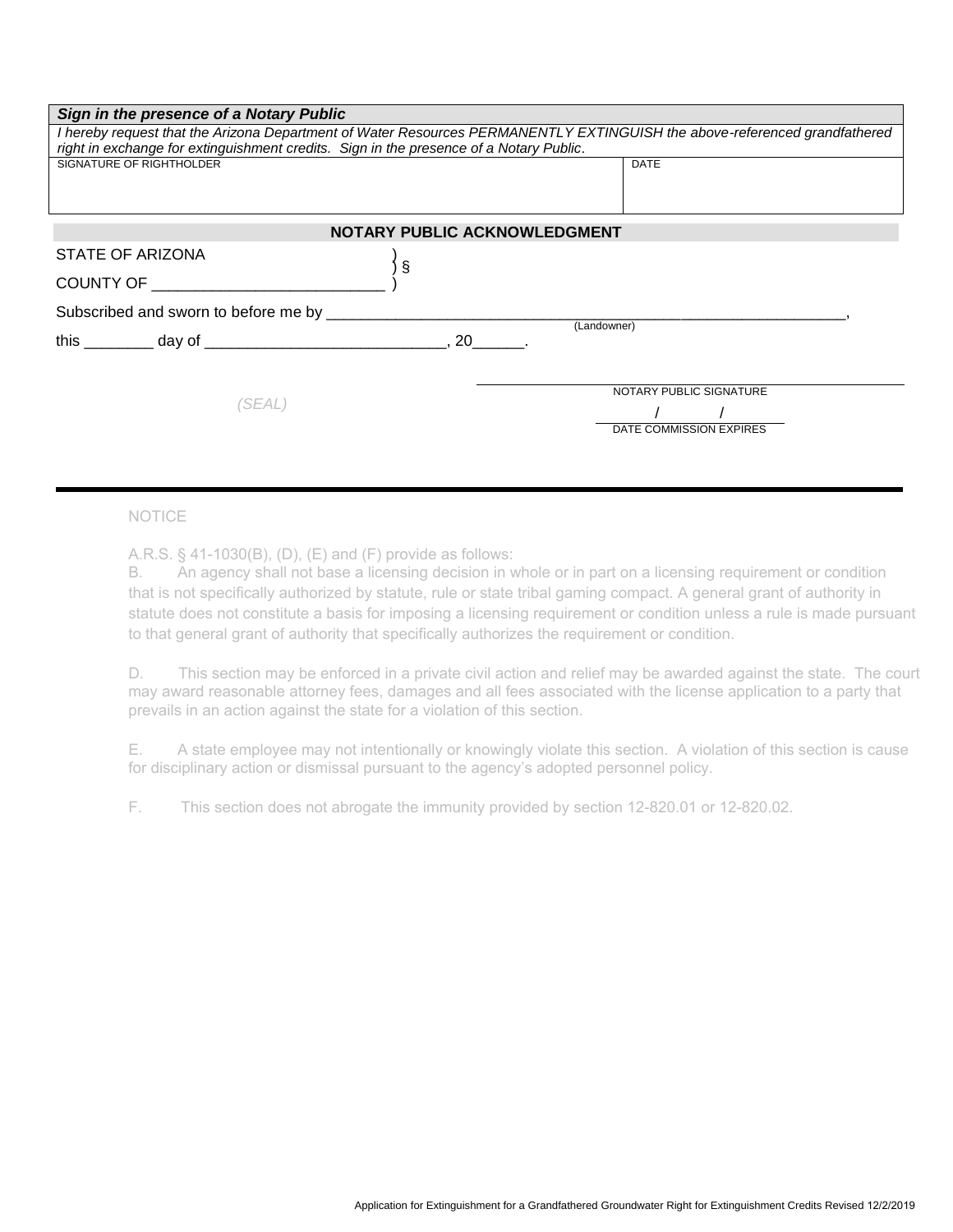| ***Sign in the presence of a Notary Public*** | |
|---|---|
| *I hereby request that the Arizona Department of Water Resources PERMANENTLY EXTINGUISH the above-referenced grandfathered right in exchange for extinguishment credits. Sign in the presence of a Notary Public.* | |
| SIGNATURE OF RIGHTHOLDER | DATE |

**NOTARY PUBLIC ACKNOWLEDGMENT**

STATE OF ARIZONA )
) §
COUNTY OF __________________________ )

Subscribed and sworn to before me by ______________________________________________________________,
(Landowner)

this ________ day of ____________________________, 20______.

*(SEAL)*

NOTARY PUBLIC SIGNATURE

/ /
DATE COMMISSION EXPIRES

---

NOTICE

A.R.S. § 41-1030(B), (D), (E) and (F) provide as follows:

B. An agency shall not base a licensing decision in whole or in part on a licensing requirement or condition that is not specifically authorized by statute, rule or state tribal gaming compact. A general grant of authority in statute does not constitute a basis for imposing a licensing requirement or condition unless a rule is made pursuant to that general grant of authority that specifically authorizes the requirement or condition.

D. This section may be enforced in a private civil action and relief may be awarded against the state. The court may award reasonable attorney fees, damages and all fees associated with the license application to a party that prevails in an action against the state for a violation of this section.

E. A state employee may not intentionally or knowingly violate this section. A violation of this section is cause for disciplinary action or dismissal pursuant to the agency's adopted personnel policy.

F. This section does not abrogate the immunity provided by section 12-820.01 or 12-820.02.

Application for Extinguishment for a Grandfathered Groundwater Right for Extinguishment Credits Revised 12/2/2019